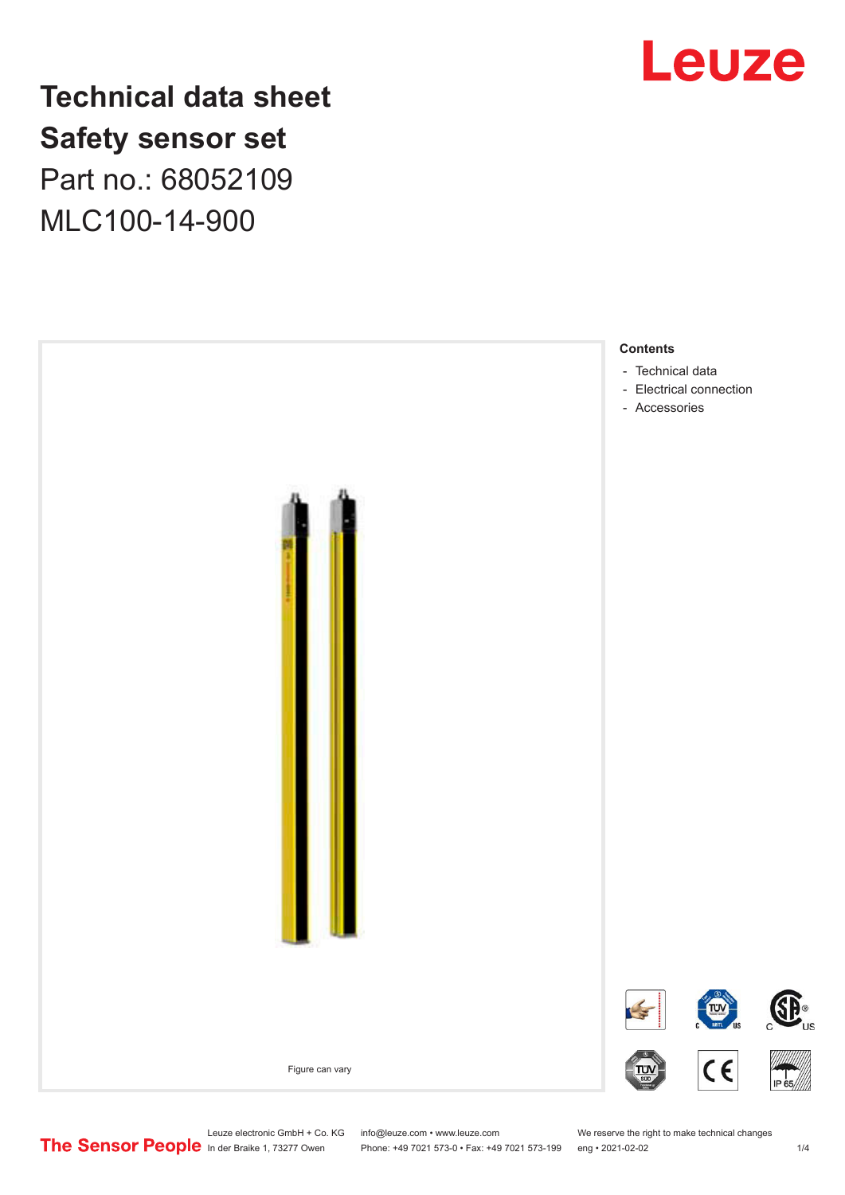# Technical data sheet
# Safety sensor set

Part no.: 68052109

MLC100-14-900

Figure can vary

**Contents**

- Technical data
- Electrical connection
- Accessories

Leuze electronic GmbH + Co. KG
In der Braike 1, 73277 Owen

info@leuze.com • www.leuze.com
Phone: +49 7021 573-0 • Fax: +49 7021 573-199

We reserve the right to make technical changes
eng • 2021-02-02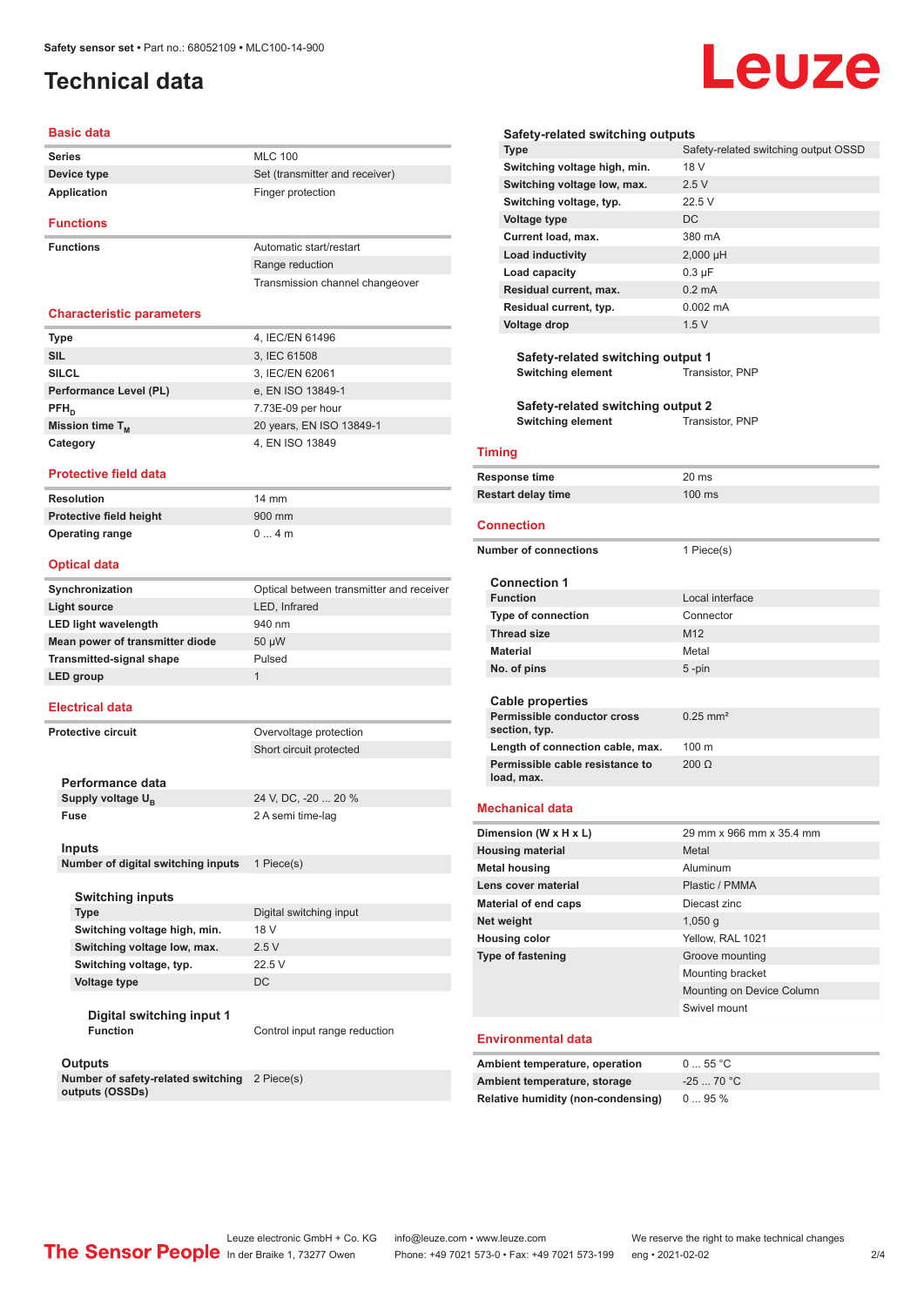# Technical data

## Basic data

| | |
|---|---|
| **Series** | MLC 100 |
| **Device type** | Set (transmitter and receiver) |
| **Application** | Finger protection |

## Functions

| | |
|---|---|
| **Functions** | Automatic start/restart |
| | Range reduction |
| | Transmission channel changeover |

## Characteristic parameters

| | |
|---|---|
| **Type** | 4, IEC/EN 61496 |
| **SIL** | 3, IEC 61508 |
| **SILCL** | 3, IEC/EN 62061 |
| **Performance Level (PL)** | e, EN ISO 13849-1 |
| **$PFH_D$** | 7.73E-09 per hour |
| **Mission time $T_M$** | 20 years, EN ISO 13849-1 |
| **Category** | 4, EN ISO 13849 |

## Protective field data

| | |
|---|---|
| **Resolution** | 14 mm |
| **Protective field height** | 900 mm |
| **Operating range** | 0 ... 4 m |

## Optical data

| | |
|---|---|
| **Synchronization** | Optical between transmitter and receiver |
| **Light source** | LED, Infrared |
| **LED light wavelength** | 940 nm |
| **Mean power of transmitter diode** | 50 µW |
| **Transmitted-signal shape** | Pulsed |
| **LED group** | 1 |

## Electrical data

| | |
|---|---|
| **Protective circuit** | Overvoltage protection |
| | Short circuit protected |

### Performance data

| | |
|---|---|
| **Supply voltage $U_B$** | 24 V, DC, -20 ... 20 % |
| **Fuse** | 2 A semi time-lag |

### Inputs

| | |
|---|---|
| **Number of digital switching inputs** | 1 Piece(s) |

#### Switching inputs

| | |
|---|---|
| **Type** | Digital switching input |
| **Switching voltage high, min.** | 18 V |
| **Switching voltage low, max.** | 2.5 V |
| **Switching voltage, typ.** | 22.5 V |
| **Voltage type** | DC |

##### Digital switching input 1

| | |
|---|---|
| **Function** | Control input range reduction |

### Outputs

| | |
|---|---|
| **Number of safety-related switching outputs (OSSDs)** | 2 Piece(s) |

#### Safety-related switching outputs

| | |
|---|---|
| **Type** | Safety-related switching output OSSD |
| **Switching voltage high, min.** | 18 V |
| **Switching voltage low, max.** | 2.5 V |
| **Switching voltage, typ.** | 22.5 V |
| **Voltage type** | DC |
| **Current load, max.** | 380 mA |
| **Load inductivity** | 2,000 µH |
| **Load capacity** | 0.3 µF |
| **Residual current, max.** | 0.2 mA |
| **Residual current, typ.** | 0.002 mA |
| **Voltage drop** | 1.5 V |

##### Safety-related switching output 1

| | |
|---|---|
| **Switching element** | Transistor, PNP |

##### Safety-related switching output 2

| | |
|---|---|
| **Switching element** | Transistor, PNP |

## Timing

| | |
|---|---|
| **Response time** | 20 ms |
| **Restart delay time** | 100 ms |

## Connection

| | |
|---|---|
| **Number of connections** | 1 Piece(s) |

### Connection 1

| | |
|---|---|
| **Function** | Local interface |
| **Type of connection** | Connector |
| **Thread size** | M12 |
| **Material** | Metal |
| **No. of pins** | 5 -pin |

### Cable properties

| | |
|---|---|
| **Permissible conductor cross section, typ.** | 0.25 mm² |
| **Length of connection cable, max.** | 100 m |
| **Permissible cable resistance to load, max.** | 200 Ω |

## Mechanical data

| | |
|---|---|
| **Dimension (W x H x L)** | 29 mm x 966 mm x 35.4 mm |
| **Housing material** | Metal |
| **Metal housing** | Aluminum |
| **Lens cover material** | Plastic / PMMA |
| **Material of end caps** | Diecast zinc |
| **Net weight** | 1,050 g |
| **Housing color** | Yellow, RAL 1021 |
| **Type of fastening** | Groove mounting |
| | Mounting bracket |
| | Mounting on Device Column |
| | Swivel mount |

## Environmental data

| | |
|---|---|
| **Ambient temperature, operation** | 0 ... 55 °C |
| **Ambient temperature, storage** | -25 ... 70 °C |
| **Relative humidity (non-condensing)** | 0 ... 95 % |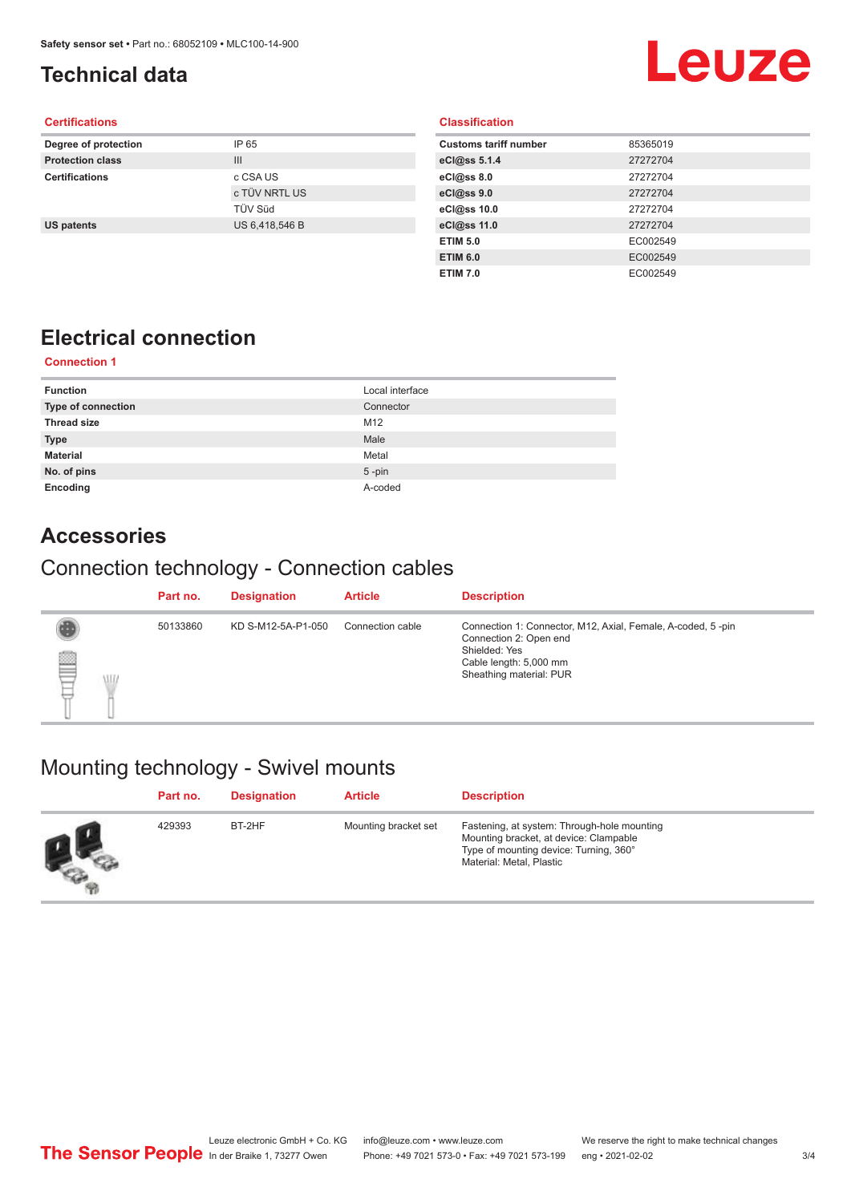# Technical data

## Certifications

| | |
|---|---|
| **Degree of protection** | IP 65 |
| **Protection class** | III |
| **Certifications** | c CSA US |
| | c TÜV NRTL US |
| | TÜV Süd |
| **US patents** | US 6,418,546 B |

## Classification

| | |
|---|---|
| **Customs tariff number** | 85365019 |
| **eCl@ss 5.1.4** | 27272704 |
| **eCl@ss 8.0** | 27272704 |
| **eCl@ss 9.0** | 27272704 |
| **eCl@ss 10.0** | 27272704 |
| **eCl@ss 11.0** | 27272704 |
| **ETIM 5.0** | EC002549 |
| **ETIM 6.0** | EC002549 |
| **ETIM 7.0** | EC002549 |

# Electrical connection

## Connection 1

| | |
|---|---|
| **Function** | Local interface |
| **Type of connection** | Connector |
| **Thread size** | M12 |
| **Type** | Male |
| **Material** | Metal |
| **No. of pins** | 5 -pin |
| **Encoding** | A-coded |

# Accessories

## Connection technology - Connection cables

| Part no. | Designation | Article | Description |
|---|---|---|---|
| 50133860 | KD S-M12-5A-P1-050 | Connection cable | Connection 1: Connector, M12, Axial, Female, A-coded, 5 -pin<br>Connection 2: Open end<br>Shielded: Yes<br>Cable length: 5,000 mm<br>Sheathing material: PUR |

## Mounting technology - Swivel mounts

| Part no. | Designation | Article | Description |
|---|---|---|---|
| 429393 | BT-2HF | Mounting bracket set | Fastening, at system: Through-hole mounting<br>Mounting bracket, at device: Clampable<br>Type of mounting device: Turning, 360°<br>Material: Metal, Plastic |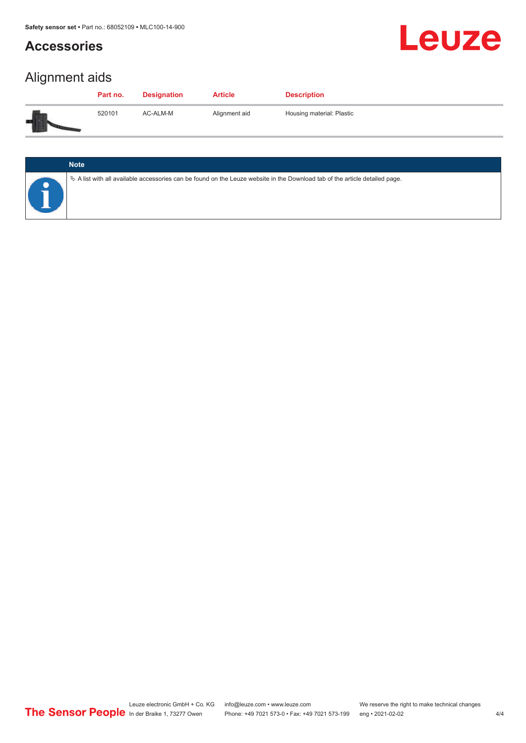## Accessories

# Alignment aids

| | Part no. | Designation | Article | Description |
|---|---|---|---|---|
| | 520101 | AC-ALM-M | Alignment aid | Housing material: Plastic |

**Note**

↳ A list with all available accessories can be found on the Leuze website in the Download tab of the article detailed page.